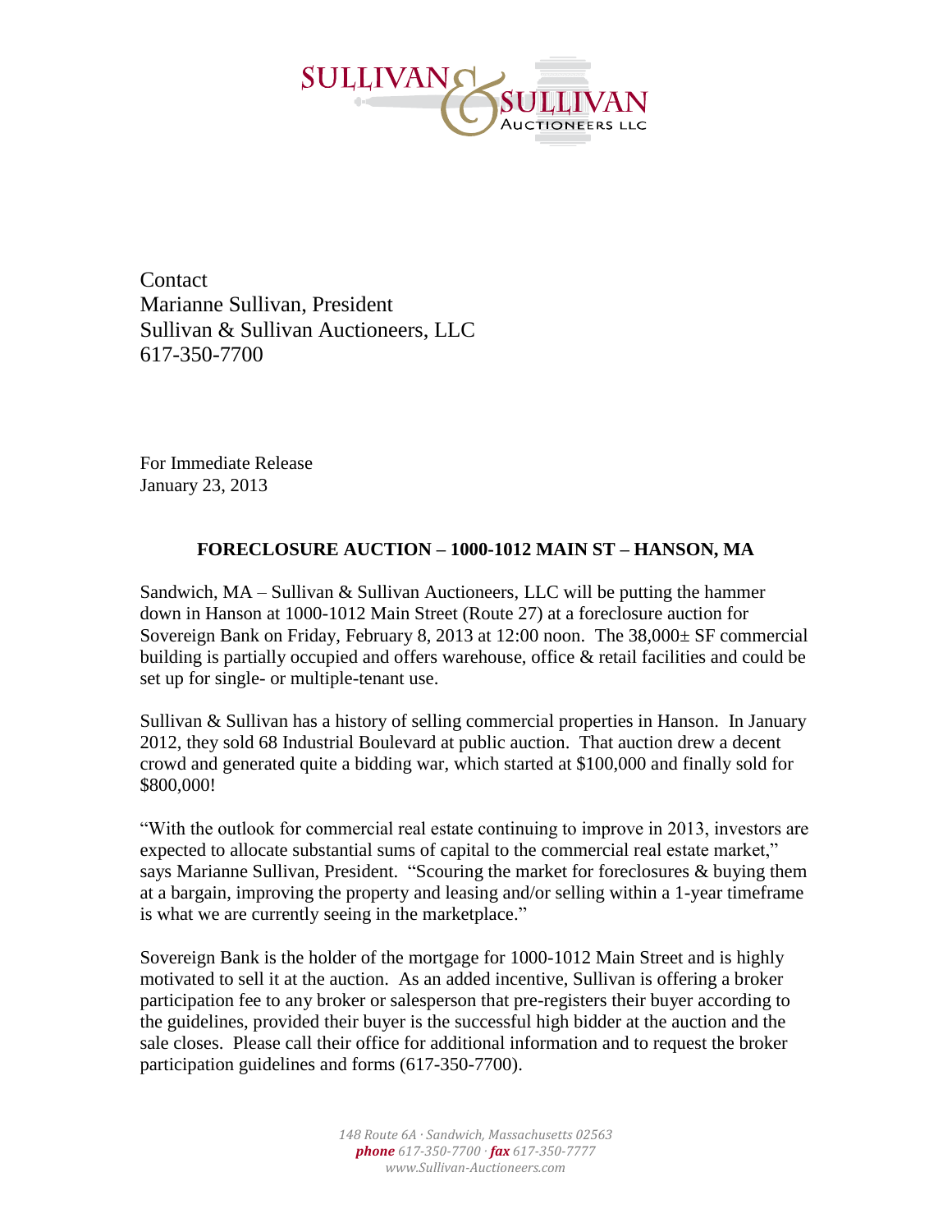SULLIVAN & SULLIVAN AUCTIONEERS LLC

Contact
Marianne Sullivan, President
Sullivan & Sullivan Auctioneers, LLC
617-350-7700

For Immediate Release
January 23, 2013

**FORECLOSURE AUCTION – 1000-1012 MAIN ST – HANSON, MA**

Sandwich, MA – Sullivan & Sullivan Auctioneers, LLC will be putting the hammer down in Hanson at 1000-1012 Main Street (Route 27) at a foreclosure auction for Sovereign Bank on Friday, February 8, 2013 at 12:00 noon. The 38,000± SF commercial building is partially occupied and offers warehouse, office & retail facilities and could be set up for single- or multiple-tenant use.

Sullivan & Sullivan has a history of selling commercial properties in Hanson. In January 2012, they sold 68 Industrial Boulevard at public auction. That auction drew a decent crowd and generated quite a bidding war, which started at $100,000 and finally sold for $800,000!

"With the outlook for commercial real estate continuing to improve in 2013, investors are expected to allocate substantial sums of capital to the commercial real estate market," says Marianne Sullivan, President. "Scouring the market for foreclosures & buying them at a bargain, improving the property and leasing and/or selling within a 1-year timeframe is what we are currently seeing in the marketplace."

Sovereign Bank is the holder of the mortgage for 1000-1012 Main Street and is highly motivated to sell it at the auction. As an added incentive, Sullivan is offering a broker participation fee to any broker or salesperson that pre-registers their buyer according to the guidelines, provided their buyer is the successful high bidder at the auction and the sale closes. Please call their office for additional information and to request the broker participation guidelines and forms (617-350-7700).

*148 Route 6A · Sandwich, Massachusetts 02563*
***phone*** *617-350-7700 ·* ***fax*** *617-350-7777*
*www.Sullivan-Auctioneers.com*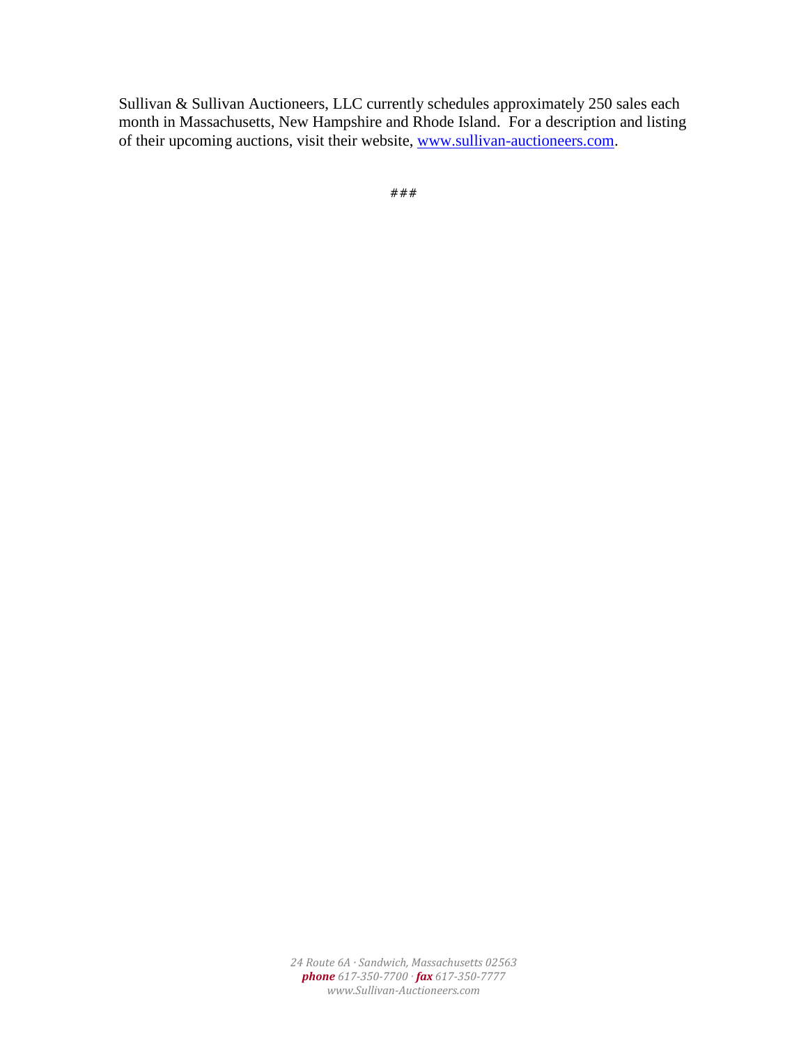Sullivan & Sullivan Auctioneers, LLC currently schedules approximately 250 sales each month in Massachusetts, New Hampshire and Rhode Island. For a description and listing of their upcoming auctions, visit their website, [www.sullivan-auctioneers.com](http://www.sullivan-auctioneers.com).

###